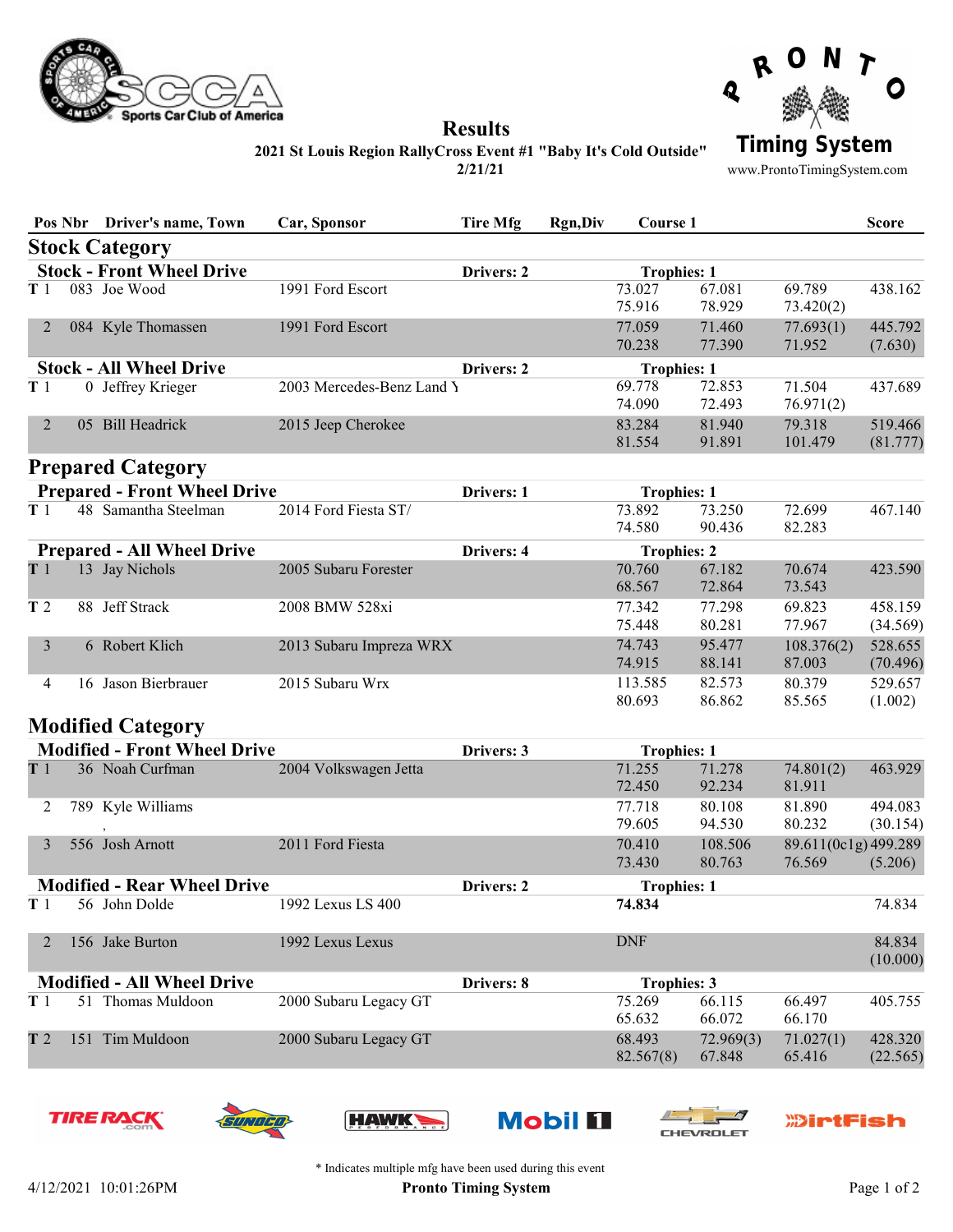# Results

**2021 St Louis Region RallyCross Event #1 "Baby It's Cold Outside"**
**2/21/21**

Pronto Timing System — www.ProntoTimingSystem.com

| Pos | Nbr | Driver's name, Town | Car, Sponsor | Tire Mfg | Rgn,Div | Course 1 | | | Score |
|---|---|---|---|---|---|---|---|---|---|
| **Stock Category** | | | | | | | | | |
| **Stock - Front Wheel Drive** | | | | **Drivers: 2** | | **Trophies: 1** | | | |
| T 1 | 083 | Joe Wood | 1991 Ford Escort | | | 73.027 / 75.916 | 67.081 / 78.929 | 69.789 / 73.420(2) | 438.162 |
| 2 | 084 | Kyle Thomassen | 1991 Ford Escort | | | 77.059 / 70.238 | 71.460 / 77.390 | 77.693(1) / 71.952 | 445.792 (7.630) |
| **Stock - All Wheel Drive** | | | | **Drivers: 2** | | **Trophies: 1** | | | |
| T 1 | 0 | Jeffrey Krieger | 2003 Mercedes-Benz Land Y | | | 69.778 / 74.090 | 72.853 / 72.493 | 71.504 / 76.971(2) | 437.689 |
| 2 | 05 | Bill Headrick | 2015 Jeep Cherokee | | | 83.284 / 81.554 | 81.940 / 91.891 | 79.318 / 101.479 | 519.466 (81.777) |
| **Prepared Category** | | | | | | | | | |
| **Prepared - Front Wheel Drive** | | | | **Drivers: 1** | | **Trophies: 1** | | | |
| T 1 | 48 | Samantha Steelman | 2014 Ford Fiesta ST/ | | | 73.892 / 74.580 | 73.250 / 90.436 | 72.699 / 82.283 | 467.140 |
| **Prepared - All Wheel Drive** | | | | **Drivers: 4** | | **Trophies: 2** | | | |
| T 1 | 13 | Jay Nichols | 2005 Subaru Forester | | | 70.760 / 68.567 | 67.182 / 72.864 | 70.674 / 73.543 | 423.590 |
| T 2 | 88 | Jeff Strack | 2008 BMW 528xi | | | 77.342 / 75.448 | 77.298 / 80.281 | 69.823 / 77.967 | 458.159 (34.569) |
| 3 | 6 | Robert Klich | 2013 Subaru Impreza WRX | | | 74.743 / 74.915 | 95.477 / 88.141 | 108.376(2) / 87.003 | 528.655 (70.496) |
| 4 | 16 | Jason Bierbrauer | 2015 Subaru Wrx | | | 113.585 / 80.693 | 82.573 / 86.862 | 80.379 / 85.565 | 529.657 (1.002) |
| **Modified Category** | | | | | | | | | |
| **Modified - Front Wheel Drive** | | | | **Drivers: 3** | | **Trophies: 1** | | | |
| T 1 | 36 | Noah Curfman | 2004 Volkswagen Jetta | | | 71.255 / 72.450 | 71.278 / 92.234 | 74.801(2) / 81.911 | 463.929 |
| 2 | 789 | Kyle Williams , | | | | 77.718 / 79.605 | 80.108 / 94.530 | 81.890 / 80.232 | 494.083 (30.154) |
| 3 | 556 | Josh Arnott | 2011 Ford Fiesta | | | 70.410 / 73.430 | 108.506 / 80.763 | 89.611(0c1g) / 76.569 | 499.289 (5.206) |
| **Modified - Rear Wheel Drive** | | | | **Drivers: 2** | | **Trophies: 1** | | | |
| T 1 | 56 | John Dolde | 1992 Lexus LS 400 | | | **74.834** | | | 74.834 |
| 2 | 156 | Jake Burton | 1992 Lexus Lexus | | | DNF | | | 84.834 (10.000) |
| **Modified - All Wheel Drive** | | | | **Drivers: 8** | | **Trophies: 3** | | | |
| T 1 | 51 | Thomas Muldoon | 2000 Subaru Legacy GT | | | 75.269 / 65.632 | 66.115 / 66.072 | 66.497 / 66.170 | 405.755 |
| T 2 | 151 | Tim Muldoon | 2000 Subaru Legacy GT | | | 68.493 / 82.567(8) | 72.969(3) / 67.848 | 71.027(1) / 65.416 | 428.320 (22.565) |

\* Indicates multiple mfg have been used during this event

4/12/2021 10:01:26PM — Pronto Timing System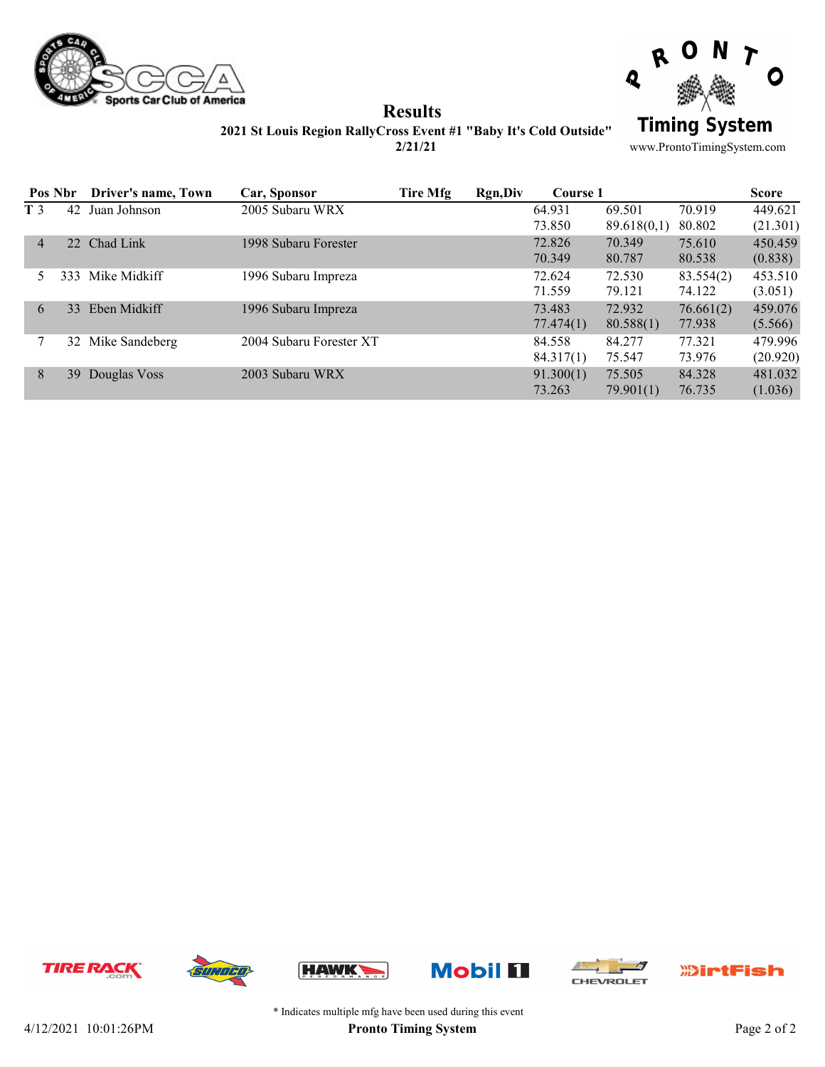# Results

**2021 St Louis Region RallyCross Event #1 "Baby It's Cold Outside"**
**2/21/21**

| Pos | Nbr | Driver's name, Town | Car, Sponsor | Tire Mfg | Rgn,Div | Course 1 | | | Score |
|---|---|---|---|---|---|---|---|---|---|
| T 3 | 42 | Juan Johnson | 2005 Subaru WRX | | | 64.931 | 69.501 | 70.919 | 449.621 |
| | | | | | | 73.850 | 89.618(0,1) | 80.802 | (21.301) |
| 4 | 22 | Chad Link | 1998 Subaru Forester | | | 72.826 | 70.349 | 75.610 | 450.459 |
| | | | | | | 70.349 | 80.787 | 80.538 | (0.838) |
| 5 | 333 | Mike Midkiff | 1996 Subaru Impreza | | | 72.624 | 72.530 | 83.554(2) | 453.510 |
| | | | | | | 71.559 | 79.121 | 74.122 | (3.051) |
| 6 | 33 | Eben Midkiff | 1996 Subaru Impreza | | | 73.483 | 72.932 | 76.661(2) | 459.076 |
| | | | | | | 77.474(1) | 80.588(1) | 77.938 | (5.566) |
| 7 | 32 | Mike Sandeberg | 2004 Subaru Forester XT | | | 84.558 | 84.277 | 77.321 | 479.996 |
| | | | | | | 84.317(1) | 75.547 | 73.976 | (20.920) |
| 8 | 39 | Douglas Voss | 2003 Subaru WRX | | | 91.300(1) | 75.505 | 84.328 | 481.032 |
| | | | | | | 73.263 | 79.901(1) | 76.735 | (1.036) |

\* Indicates multiple mfg have been used during this event